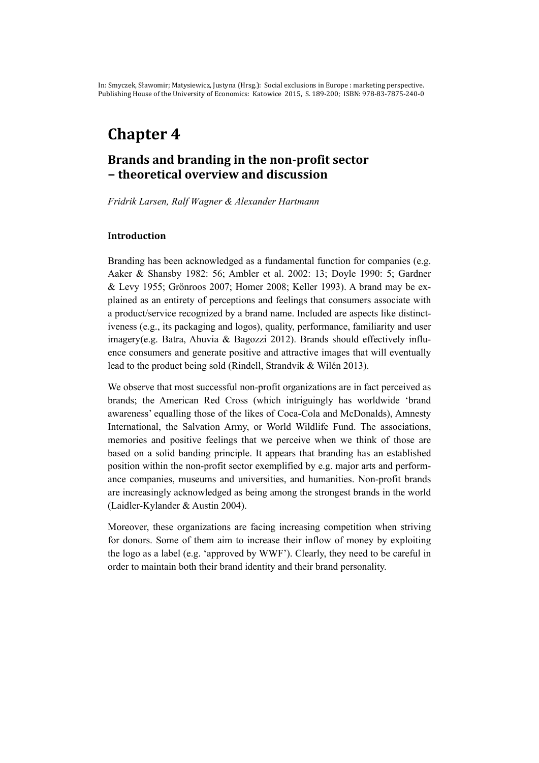In: Smyczek, Sławomir; Matysiewicz, Justyna (Hrsg.): Social exclusions in Europe : marketing perspective. Publishing House of the University of Economics: Katowice 2015, S. 189-200; ISBN: 978-83-7875-240-0

# Chapter 4

## Brands and branding in the non-profit sector – theoretical overview and discussion

*Fridrik Larsen, Ralf Wagner & Alexander Hartmann*

### Introduction

Branding has been acknowledged as a fundamental function for companies (e.g. Aaker & Shansby 1982: 56; Ambler et al. 2002: 13; Doyle 1990: 5; Gardner & Levy 1955; Grönroos 2007; Homer 2008; Keller 1993). A brand may be explained as an entirety of perceptions and feelings that consumers associate with a product/service recognized by a brand name. Included are aspects like distinctiveness (e.g., its packaging and logos), quality, performance, familiarity and user imagery(e.g. Batra, Ahuvia & Bagozzi 2012). Brands should effectively influence consumers and generate positive and attractive images that will eventually lead to the product being sold (Rindell, Strandvik & Wilén 2013).

We observe that most successful non-profit organizations are in fact perceived as brands; the American Red Cross (which intriguingly has worldwide 'brand awareness' equalling those of the likes of Coca-Cola and McDonalds), Amnesty International, the Salvation Army, or World Wildlife Fund. The associations, memories and positive feelings that we perceive when we think of those are based on a solid banding principle. It appears that branding has an established position within the non-profit sector exemplified by e.g. major arts and performance companies, museums and universities, and humanities. Non-profit brands are increasingly acknowledged as being among the strongest brands in the world (Laidler-Kylander & Austin 2004).

Moreover, these organizations are facing increasing competition when striving for donors. Some of them aim to increase their inflow of money by exploiting the logo as a label (e.g. 'approved by WWF'). Clearly, they need to be careful in order to maintain both their brand identity and their brand personality.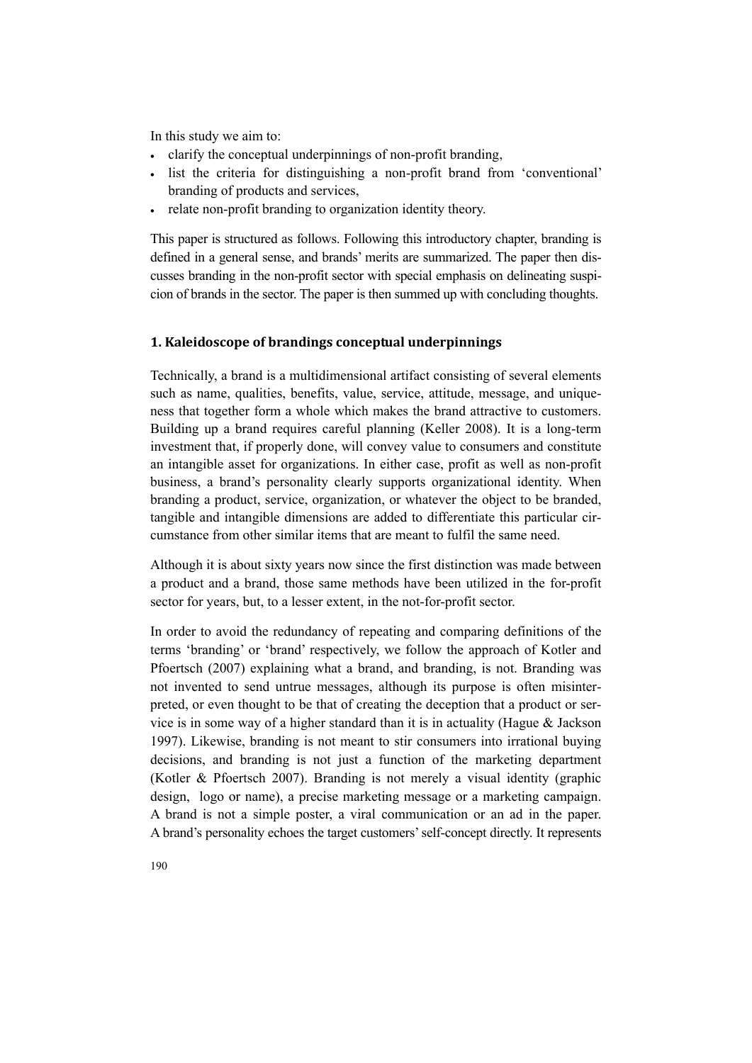In this study we aim to:

- clarify the conceptual underpinnings of non-profit branding,
- list the criteria for distinguishing a non-profit brand from 'conventional' branding of products and services,
- relate non-profit branding to organization identity theory.

This paper is structured as follows. Following this introductory chapter, branding is defined in a general sense, and brands' merits are summarized. The paper then discusses branding in the non-profit sector with special emphasis on delineating suspicion of brands in the sector. The paper is then summed up with concluding thoughts.

## 1. Kaleidoscope of brandings conceptual underpinnings

Technically, a brand is a multidimensional artifact consisting of several elements such as name, qualities, benefits, value, service, attitude, message, and uniqueness that together form a whole which makes the brand attractive to customers. Building up a brand requires careful planning (Keller 2008). It is a long-term investment that, if properly done, will convey value to consumers and constitute an intangible asset for organizations. In either case, profit as well as non-profit business, a brand's personality clearly supports organizational identity. When branding a product, service, organization, or whatever the object to be branded, tangible and intangible dimensions are added to differentiate this particular circumstance from other similar items that are meant to fulfil the same need.

Although it is about sixty years now since the first distinction was made between a product and a brand, those same methods have been utilized in the for-profit sector for years, but, to a lesser extent, in the not-for-profit sector.

In order to avoid the redundancy of repeating and comparing definitions of the terms 'branding' or 'brand' respectively, we follow the approach of Kotler and Pfoertsch (2007) explaining what a brand, and branding, is not. Branding was not invented to send untrue messages, although its purpose is often misinterpreted, or even thought to be that of creating the deception that a product or service is in some way of a higher standard than it is in actuality (Hague & Jackson 1997). Likewise, branding is not meant to stir consumers into irrational buying decisions, and branding is not just a function of the marketing department (Kotler & Pfoertsch 2007). Branding is not merely a visual identity (graphic design, logo or name), a precise marketing message or a marketing campaign. A brand is not a simple poster, a viral communication or an ad in the paper. A brand's personality echoes the target customers' self-concept directly. It represents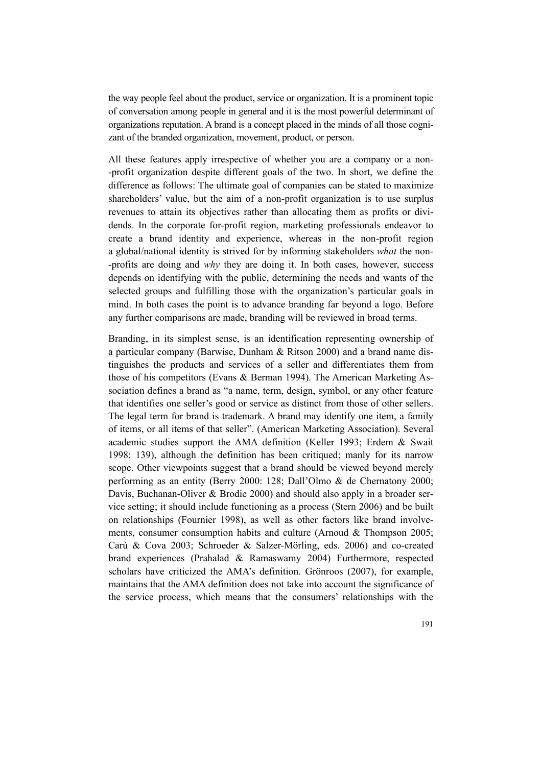the way people feel about the product, service or organization. It is a prominent topic of conversation among people in general and it is the most powerful determinant of organizations reputation. A brand is a concept placed in the minds of all those cognizant of the branded organization, movement, product, or person.

All these features apply irrespective of whether you are a company or a non--profit organization despite different goals of the two. In short, we define the difference as follows: The ultimate goal of companies can be stated to maximize shareholders' value, but the aim of a non-profit organization is to use surplus revenues to attain its objectives rather than allocating them as profits or dividends. In the corporate for-profit region, marketing professionals endeavor to create a brand identity and experience, whereas in the non-profit region a global/national identity is strived for by informing stakeholders *what* the non--profits are doing and *why* they are doing it. In both cases, however, success depends on identifying with the public, determining the needs and wants of the selected groups and fulfilling those with the organization's particular goals in mind. In both cases the point is to advance branding far beyond a logo. Before any further comparisons are made, branding will be reviewed in broad terms.

Branding, in its simplest sense, is an identification representing ownership of a particular company (Barwise, Dunham & Ritson 2000) and a brand name distinguishes the products and services of a seller and differentiates them from those of his competitors (Evans & Berman 1994). The American Marketing Association defines a brand as "a name, term, design, symbol, or any other feature that identifies one seller's good or service as distinct from those of other sellers. The legal term for brand is trademark. A brand may identify one item, a family of items, or all items of that seller". (American Marketing Association). Several academic studies support the AMA definition (Keller 1993; Erdem & Swait 1998: 139), although the definition has been critiqued; manly for its narrow scope. Other viewpoints suggest that a brand should be viewed beyond merely performing as an entity (Berry 2000: 128; Dall'Olmo & de Chernatony 2000; Davis, Buchanan-Oliver & Brodie 2000) and should also apply in a broader service setting; it should include functioning as a process (Stern 2006) and be built on relationships (Fournier 1998), as well as other factors like brand involvements, consumer consumption habits and culture (Arnoud & Thompson 2005; Carù & Cova 2003; Schroeder & Salzer-Mörling, eds. 2006) and co-created brand experiences (Prahalad & Ramaswamy 2004) Furthermore, respected scholars have criticized the AMA's definition. Grönroos (2007), for example, maintains that the AMA definition does not take into account the significance of the service process, which means that the consumers' relationships with the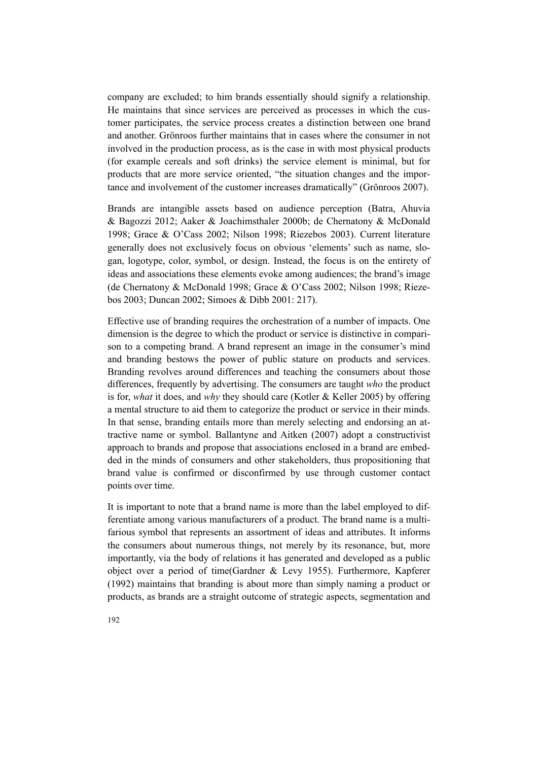company are excluded; to him brands essentially should signify a relationship. He maintains that since services are perceived as processes in which the customer participates, the service process creates a distinction between one brand and another. Grönroos further maintains that in cases where the consumer in not involved in the production process, as is the case in with most physical products (for example cereals and soft drinks) the service element is minimal, but for products that are more service oriented, "the situation changes and the importance and involvement of the customer increases dramatically" (Grönroos 2007).

Brands are intangible assets based on audience perception (Batra, Ahuvia & Bagozzi 2012; Aaker & Joachimsthaler 2000b; de Chernatony & McDonald 1998; Grace & O'Cass 2002; Nilson 1998; Riezebos 2003). Current literature generally does not exclusively focus on obvious 'elements' such as name, slogan, logotype, color, symbol, or design. Instead, the focus is on the entirety of ideas and associations these elements evoke among audiences; the brand's image (de Chernatony & McDonald 1998; Grace & O'Cass 2002; Nilson 1998; Riezebos 2003; Duncan 2002; Simoes & Dibb 2001: 217).

Effective use of branding requires the orchestration of a number of impacts. One dimension is the degree to which the product or service is distinctive in comparison to a competing brand. A brand represent an image in the consumer's mind and branding bestows the power of public stature on products and services. Branding revolves around differences and teaching the consumers about those differences, frequently by advertising. The consumers are taught *who* the product is for, *what* it does, and *why* they should care (Kotler & Keller 2005) by offering a mental structure to aid them to categorize the product or service in their minds. In that sense, branding entails more than merely selecting and endorsing an attractive name or symbol. Ballantyne and Aitken (2007) adopt a constructivist approach to brands and propose that associations enclosed in a brand are embedded in the minds of consumers and other stakeholders, thus propositioning that brand value is confirmed or disconfirmed by use through customer contact points over time.

It is important to note that a brand name is more than the label employed to differentiate among various manufacturers of a product. The brand name is a multifarious symbol that represents an assortment of ideas and attributes. It informs the consumers about numerous things, not merely by its resonance, but, more importantly, via the body of relations it has generated and developed as a public object over a period of time(Gardner & Levy 1955). Furthermore, Kapferer (1992) maintains that branding is about more than simply naming a product or products, as brands are a straight outcome of strategic aspects, segmentation and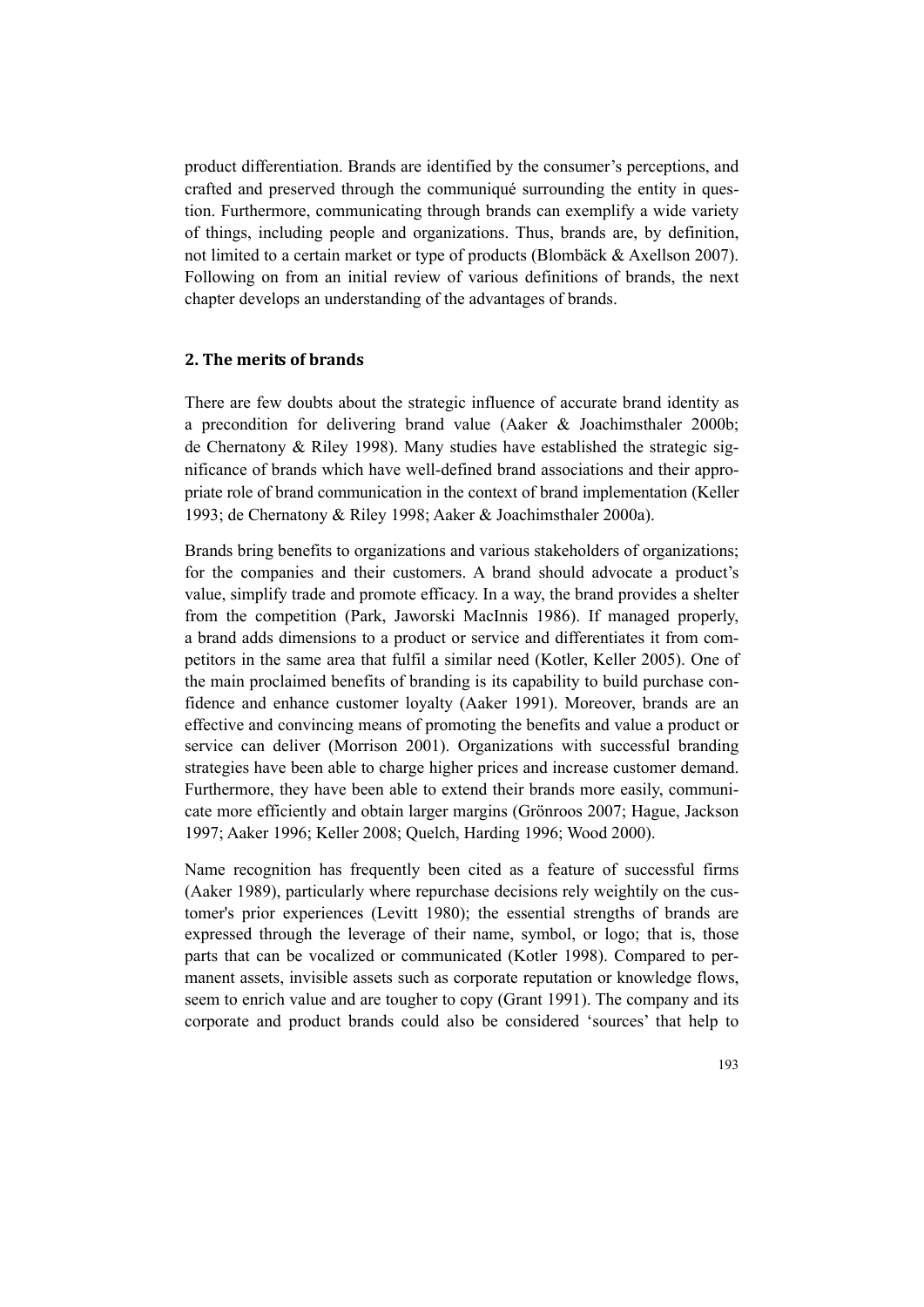product differentiation. Brands are identified by the consumer's perceptions, and crafted and preserved through the communiqué surrounding the entity in question. Furthermore, communicating through brands can exemplify a wide variety of things, including people and organizations. Thus, brands are, by definition, not limited to a certain market or type of products (Blombäck & Axellson 2007). Following on from an initial review of various definitions of brands, the next chapter develops an understanding of the advantages of brands.

## 2. The merits of brands

There are few doubts about the strategic influence of accurate brand identity as a precondition for delivering brand value (Aaker & Joachimsthaler 2000b; de Chernatony & Riley 1998). Many studies have established the strategic significance of brands which have well-defined brand associations and their appropriate role of brand communication in the context of brand implementation (Keller 1993; de Chernatony & Riley 1998; Aaker & Joachimsthaler 2000a).

Brands bring benefits to organizations and various stakeholders of organizations; for the companies and their customers. A brand should advocate a product's value, simplify trade and promote efficacy. In a way, the brand provides a shelter from the competition (Park, Jaworski MacInnis 1986). If managed properly, a brand adds dimensions to a product or service and differentiates it from competitors in the same area that fulfil a similar need (Kotler, Keller 2005). One of the main proclaimed benefits of branding is its capability to build purchase confidence and enhance customer loyalty (Aaker 1991). Moreover, brands are an effective and convincing means of promoting the benefits and value a product or service can deliver (Morrison 2001). Organizations with successful branding strategies have been able to charge higher prices and increase customer demand. Furthermore, they have been able to extend their brands more easily, communicate more efficiently and obtain larger margins (Grönroos 2007; Hague, Jackson 1997; Aaker 1996; Keller 2008; Quelch, Harding 1996; Wood 2000).

Name recognition has frequently been cited as a feature of successful firms (Aaker 1989), particularly where repurchase decisions rely weightily on the customer's prior experiences (Levitt 1980); the essential strengths of brands are expressed through the leverage of their name, symbol, or logo; that is, those parts that can be vocalized or communicated (Kotler 1998). Compared to permanent assets, invisible assets such as corporate reputation or knowledge flows, seem to enrich value and are tougher to copy (Grant 1991). The company and its corporate and product brands could also be considered 'sources' that help to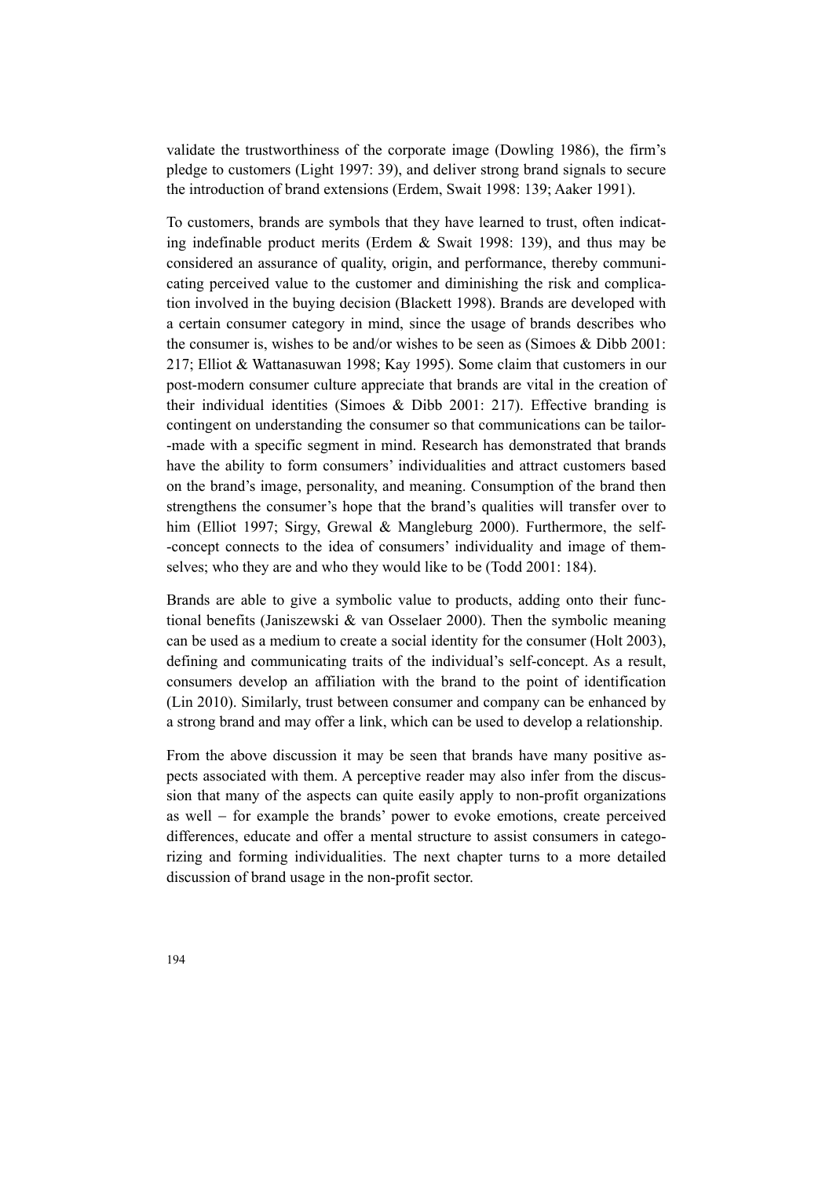validate the trustworthiness of the corporate image (Dowling 1986), the firm's pledge to customers (Light 1997: 39), and deliver strong brand signals to secure the introduction of brand extensions (Erdem, Swait 1998: 139; Aaker 1991).

To customers, brands are symbols that they have learned to trust, often indicating indefinable product merits (Erdem & Swait 1998: 139), and thus may be considered an assurance of quality, origin, and performance, thereby communicating perceived value to the customer and diminishing the risk and complication involved in the buying decision (Blackett 1998). Brands are developed with a certain consumer category in mind, since the usage of brands describes who the consumer is, wishes to be and/or wishes to be seen as (Simoes & Dibb 2001: 217; Elliot & Wattanasuwan 1998; Kay 1995). Some claim that customers in our post-modern consumer culture appreciate that brands are vital in the creation of their individual identities (Simoes & Dibb 2001: 217). Effective branding is contingent on understanding the consumer so that communications can be tailor-made with a specific segment in mind. Research has demonstrated that brands have the ability to form consumers' individualities and attract customers based on the brand's image, personality, and meaning. Consumption of the brand then strengthens the consumer's hope that the brand's qualities will transfer over to him (Elliot 1997; Sirgy, Grewal & Mangleburg 2000). Furthermore, the self-concept connects to the idea of consumers' individuality and image of themselves; who they are and who they would like to be (Todd 2001: 184).

Brands are able to give a symbolic value to products, adding onto their functional benefits (Janiszewski & van Osselaer 2000). Then the symbolic meaning can be used as a medium to create a social identity for the consumer (Holt 2003), defining and communicating traits of the individual's self-concept. As a result, consumers develop an affiliation with the brand to the point of identification (Lin 2010). Similarly, trust between consumer and company can be enhanced by a strong brand and may offer a link, which can be used to develop a relationship.

From the above discussion it may be seen that brands have many positive aspects associated with them. A perceptive reader may also infer from the discussion that many of the aspects can quite easily apply to non-profit organizations as well – for example the brands' power to evoke emotions, create perceived differences, educate and offer a mental structure to assist consumers in categorizing and forming individualities. The next chapter turns to a more detailed discussion of brand usage in the non-profit sector.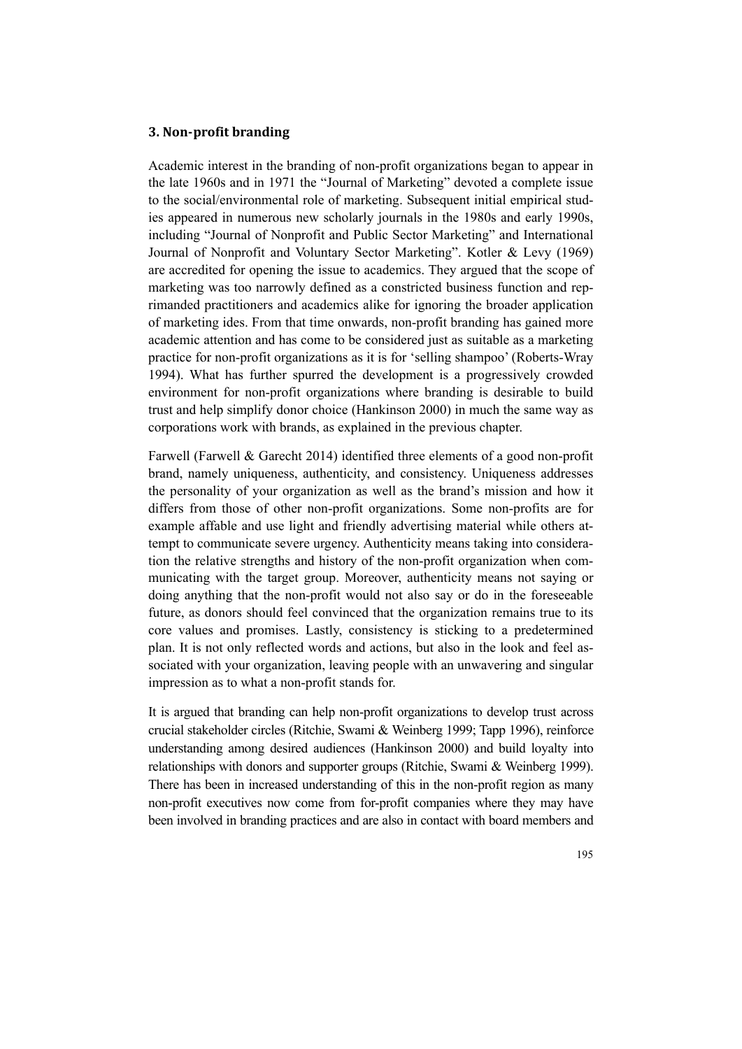## 3. Non-profit branding

Academic interest in the branding of non-profit organizations began to appear in the late 1960s and in 1971 the "Journal of Marketing" devoted a complete issue to the social/environmental role of marketing. Subsequent initial empirical studies appeared in numerous new scholarly journals in the 1980s and early 1990s, including "Journal of Nonprofit and Public Sector Marketing" and International Journal of Nonprofit and Voluntary Sector Marketing". Kotler & Levy (1969) are accredited for opening the issue to academics. They argued that the scope of marketing was too narrowly defined as a constricted business function and reprimanded practitioners and academics alike for ignoring the broader application of marketing ides. From that time onwards, non-profit branding has gained more academic attention and has come to be considered just as suitable as a marketing practice for non-profit organizations as it is for 'selling shampoo' (Roberts-Wray 1994). What has further spurred the development is a progressively crowded environment for non-profit organizations where branding is desirable to build trust and help simplify donor choice (Hankinson 2000) in much the same way as corporations work with brands, as explained in the previous chapter.

Farwell (Farwell & Garecht 2014) identified three elements of a good non-profit brand, namely uniqueness, authenticity, and consistency. Uniqueness addresses the personality of your organization as well as the brand's mission and how it differs from those of other non-profit organizations. Some non-profits are for example affable and use light and friendly advertising material while others attempt to communicate severe urgency. Authenticity means taking into consideration the relative strengths and history of the non-profit organization when communicating with the target group. Moreover, authenticity means not saying or doing anything that the non-profit would not also say or do in the foreseeable future, as donors should feel convinced that the organization remains true to its core values and promises. Lastly, consistency is sticking to a predetermined plan. It is not only reflected words and actions, but also in the look and feel associated with your organization, leaving people with an unwavering and singular impression as to what a non-profit stands for.

It is argued that branding can help non-profit organizations to develop trust across crucial stakeholder circles (Ritchie, Swami & Weinberg 1999; Tapp 1996), reinforce understanding among desired audiences (Hankinson 2000) and build loyalty into relationships with donors and supporter groups (Ritchie, Swami & Weinberg 1999). There has been in increased understanding of this in the non-profit region as many non-profit executives now come from for-profit companies where they may have been involved in branding practices and are also in contact with board members and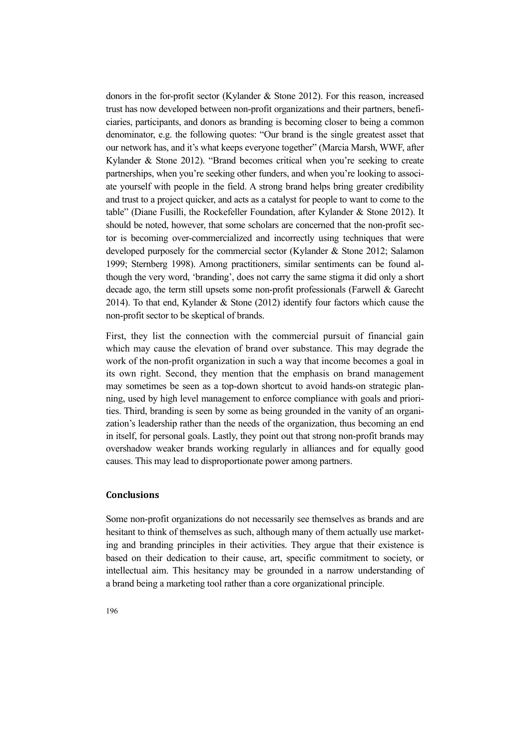donors in the for-profit sector (Kylander & Stone 2012). For this reason, increased trust has now developed between non-profit organizations and their partners, beneficiaries, participants, and donors as branding is becoming closer to being a common denominator, e.g. the following quotes: "Our brand is the single greatest asset that our network has, and it's what keeps everyone together" (Marcia Marsh, WWF, after Kylander & Stone 2012). "Brand becomes critical when you're seeking to create partnerships, when you're seeking other funders, and when you're looking to associate yourself with people in the field. A strong brand helps bring greater credibility and trust to a project quicker, and acts as a catalyst for people to want to come to the table" (Diane Fusilli, the Rockefeller Foundation, after Kylander & Stone 2012). It should be noted, however, that some scholars are concerned that the non-profit sector is becoming over-commercialized and incorrectly using techniques that were developed purposely for the commercial sector (Kylander & Stone 2012; Salamon 1999; Sternberg 1998). Among practitioners, similar sentiments can be found although the very word, 'branding', does not carry the same stigma it did only a short decade ago, the term still upsets some non-profit professionals (Farwell & Garecht 2014). To that end, Kylander & Stone (2012) identify four factors which cause the non-profit sector to be skeptical of brands.

First, they list the connection with the commercial pursuit of financial gain which may cause the elevation of brand over substance. This may degrade the work of the non-profit organization in such a way that income becomes a goal in its own right. Second, they mention that the emphasis on brand management may sometimes be seen as a top-down shortcut to avoid hands-on strategic planning, used by high level management to enforce compliance with goals and priorities. Third, branding is seen by some as being grounded in the vanity of an organization's leadership rather than the needs of the organization, thus becoming an end in itself, for personal goals. Lastly, they point out that strong non-profit brands may overshadow weaker brands working regularly in alliances and for equally good causes. This may lead to disproportionate power among partners.

## Conclusions

Some non-profit organizations do not necessarily see themselves as brands and are hesitant to think of themselves as such, although many of them actually use marketing and branding principles in their activities. They argue that their existence is based on their dedication to their cause, art, specific commitment to society, or intellectual aim. This hesitancy may be grounded in a narrow understanding of a brand being a marketing tool rather than a core organizational principle.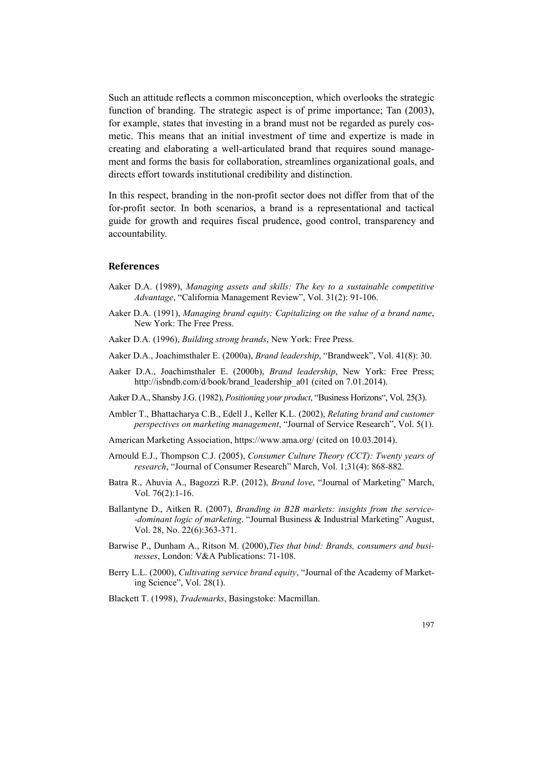Such an attitude reflects a common misconception, which overlooks the strategic function of branding. The strategic aspect is of prime importance; Tan (2003), for example, states that investing in a brand must not be regarded as purely cosmetic. This means that an initial investment of time and expertize is made in creating and elaborating a well-articulated brand that requires sound management and forms the basis for collaboration, streamlines organizational goals, and directs effort towards institutional credibility and distinction.

In this respect, branding in the non-profit sector does not differ from that of the for-profit sector. In both scenarios, a brand is a representational and tactical guide for growth and requires fiscal prudence, good control, transparency and accountability.

## References

Aaker D.A. (1989), *Managing assets and skills: The key to a sustainable competitive Advantage*, "California Management Review", Vol. 31(2): 91-106.

Aaker D.A. (1991), *Managing brand equity: Capitalizing on the value of a brand name*, New York: The Free Press.

Aaker D.A. (1996), *Building strong brands*, New York: Free Press.

Aaker D.A., Joachimsthaler E. (2000a), *Brand leadership*, "Brandweek", Vol. 41(8): 30.

Aaker D.A., Joachimsthaler E. (2000b), *Brand leadership*, New York: Free Press; http://isbndb.com/d/book/brand_leadership_a01 (cited on 7.01.2014).

Aaker D.A., Shansby J.G. (1982), *Positioning your product*, "Business Horizons", Vol. 25(3).

Ambler T., Bhattacharya C.B., Edell J., Keller K.L. (2002), *Relating brand and customer perspectives on marketing management*, "Journal of Service Research", Vol. 5(1).

American Marketing Association, https://www.ama.org/ (cited on 10.03.2014).

Arnould E.J., Thompson C.J. (2005), *Consumer Culture Theory (CCT): Twenty years of research*, "Journal of Consumer Research" March, Vol. 1;31(4): 868-882.

Batra R., Ahuvia A., Bagozzi R.P. (2012), *Brand love*, "Journal of Marketing" March, Vol. 76(2):1-16.

Ballantyne D., Aitken R. (2007), *Branding in B2B markets: insights from the service--dominant logic of marketing*. "Journal Business & Industrial Marketing" August, Vol. 28, No. 22(6):363-371.

Barwise P., Dunham A., Ritson M. (2000),*Ties that bind: Brands, consumers and businesses*, London: V&A Publications: 71-108.

Berry L.L. (2000), *Cultivating service brand equity*, "Journal of the Academy of Marketing Science", Vol. 28(1).

Blackett T. (1998), *Trademarks*, Basingstoke: Macmillan.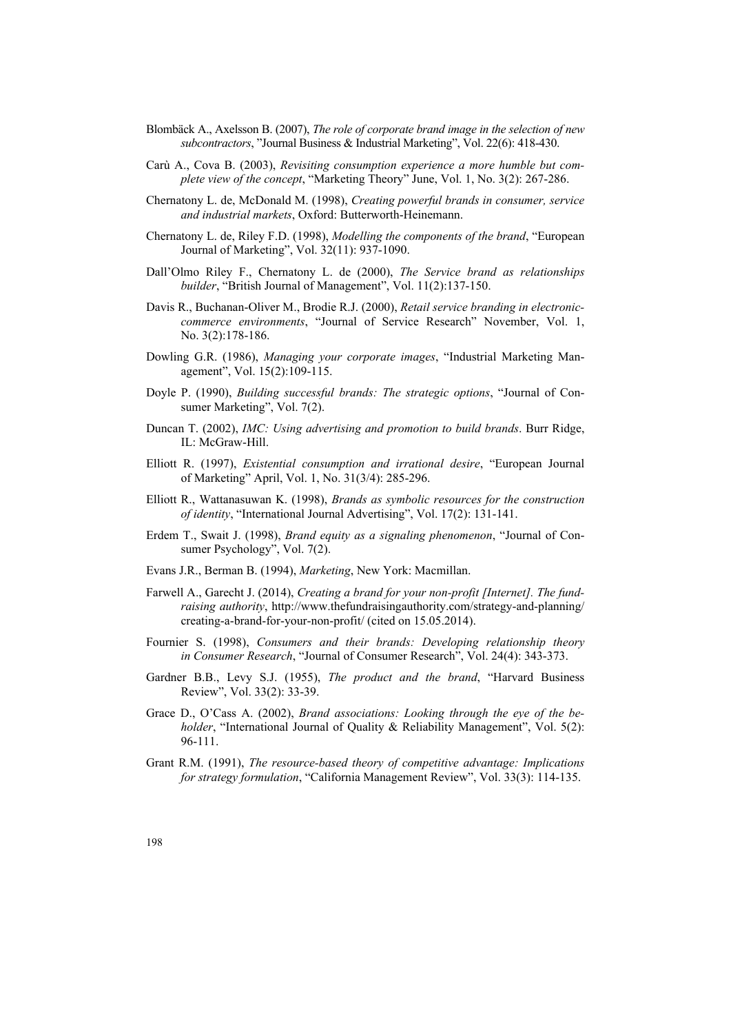Blombäck A., Axelsson B. (2007), *The role of corporate brand image in the selection of new subcontractors*, "Journal Business & Industrial Marketing", Vol. 22(6): 418-430.

Carù A., Cova B. (2003), *Revisiting consumption experience a more humble but complete view of the concept*, "Marketing Theory" June, Vol. 1, No. 3(2): 267-286.

Chernatony L. de, McDonald M. (1998), *Creating powerful brands in consumer, service and industrial markets*, Oxford: Butterworth-Heinemann.

Chernatony L. de, Riley F.D. (1998), *Modelling the components of the brand*, "European Journal of Marketing", Vol. 32(11): 937-1090.

Dall'Olmo Riley F., Chernatony L. de (2000), *The Service brand as relationships builder*, "British Journal of Management", Vol. 11(2):137-150.

Davis R., Buchanan-Oliver M., Brodie R.J. (2000), *Retail service branding in electronic-commerce environments*, "Journal of Service Research" November, Vol. 1, No. 3(2):178-186.

Dowling G.R. (1986), *Managing your corporate images*, "Industrial Marketing Management", Vol. 15(2):109-115.

Doyle P. (1990), *Building successful brands: The strategic options*, "Journal of Consumer Marketing", Vol. 7(2).

Duncan T. (2002), *IMC: Using advertising and promotion to build brands*. Burr Ridge, IL: McGraw-Hill.

Elliott R. (1997), *Existential consumption and irrational desire*, "European Journal of Marketing" April, Vol. 1, No. 31(3/4): 285-296.

Elliott R., Wattanasuwan K. (1998), *Brands as symbolic resources for the construction of identity*, "International Journal Advertising", Vol. 17(2): 131-141.

Erdem T., Swait J. (1998), *Brand equity as a signaling phenomenon*, "Journal of Consumer Psychology", Vol. 7(2).

Evans J.R., Berman B. (1994), *Marketing*, New York: Macmillan.

Farwell A., Garecht J. (2014), *Creating a brand for your non-profit [Internet]. The fundraising authority*, http://www.thefundraisingauthority.com/strategy-and-planning/creating-a-brand-for-your-non-profit/ (cited on 15.05.2014).

Fournier S. (1998), *Consumers and their brands: Developing relationship theory in Consumer Research*, "Journal of Consumer Research", Vol. 24(4): 343-373.

Gardner B.B., Levy S.J. (1955), *The product and the brand*, "Harvard Business Review", Vol. 33(2): 33-39.

Grace D., O'Cass A. (2002), *Brand associations: Looking through the eye of the beholder*, "International Journal of Quality & Reliability Management", Vol. 5(2): 96-111.

Grant R.M. (1991), *The resource-based theory of competitive advantage: Implications for strategy formulation*, "California Management Review", Vol. 33(3): 114-135.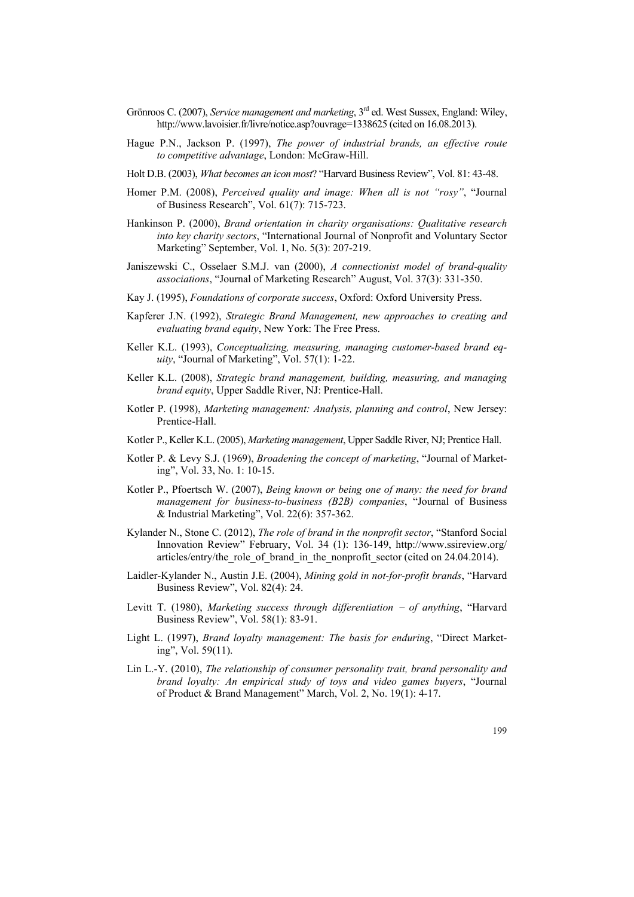Grönroos C. (2007), *Service management and marketing*, 3rd ed. West Sussex, England: Wiley, http://www.lavoisier.fr/livre/notice.asp?ouvrage=1338625 (cited on 16.08.2013).

Hague P.N., Jackson P. (1997), *The power of industrial brands, an effective route to competitive advantage*, London: McGraw-Hill.

Holt D.B. (2003), *What becomes an icon most*? "Harvard Business Review", Vol. 81: 43-48.

Homer P.M. (2008), *Perceived quality and image: When all is not "rosy"*, "Journal of Business Research", Vol. 61(7): 715-723.

Hankinson P. (2000), *Brand orientation in charity organisations: Qualitative research into key charity sectors*, "International Journal of Nonprofit and Voluntary Sector Marketing" September, Vol. 1, No. 5(3): 207-219.

Janiszewski C., Osselaer S.M.J. van (2000), *A connectionist model of brand-quality associations*, "Journal of Marketing Research" August, Vol. 37(3): 331-350.

Kay J. (1995), *Foundations of corporate success*, Oxford: Oxford University Press.

Kapferer J.N. (1992), *Strategic Brand Management, new approaches to creating and evaluating brand equity*, New York: The Free Press.

Keller K.L. (1993), *Conceptualizing, measuring, managing customer-based brand equity*, "Journal of Marketing", Vol. 57(1): 1-22.

Keller K.L. (2008), *Strategic brand management, building, measuring, and managing brand equity*, Upper Saddle River, NJ: Prentice-Hall.

Kotler P. (1998), *Marketing management: Analysis, planning and control*, New Jersey: Prentice-Hall.

Kotler P., Keller K.L. (2005), *Marketing management*, Upper Saddle River, NJ; Prentice Hall.

Kotler P. & Levy S.J. (1969), *Broadening the concept of marketing*, "Journal of Marketing", Vol. 33, No. 1: 10-15.

Kotler P., Pfoertsch W. (2007), *Being known or being one of many: the need for brand management for business-to-business (B2B) companies*, "Journal of Business & Industrial Marketing", Vol. 22(6): 357-362.

Kylander N., Stone C. (2012), *The role of brand in the nonprofit sector*, "Stanford Social Innovation Review" February, Vol. 34 (1): 136-149, http://www.ssireview.org/articles/entry/the_role_of_brand_in_the_nonprofit_sector (cited on 24.04.2014).

Laidler-Kylander N., Austin J.E. (2004), *Mining gold in not-for-profit brands*, "Harvard Business Review", Vol. 82(4): 24.

Levitt T. (1980), *Marketing success through differentiation – of anything*, "Harvard Business Review", Vol. 58(1): 83-91.

Light L. (1997), *Brand loyalty management: The basis for enduring*, "Direct Marketing", Vol. 59(11).

Lin L.-Y. (2010), *The relationship of consumer personality trait, brand personality and brand loyalty: An empirical study of toys and video games buyers*, "Journal of Product & Brand Management" March, Vol. 2, No. 19(1): 4-17.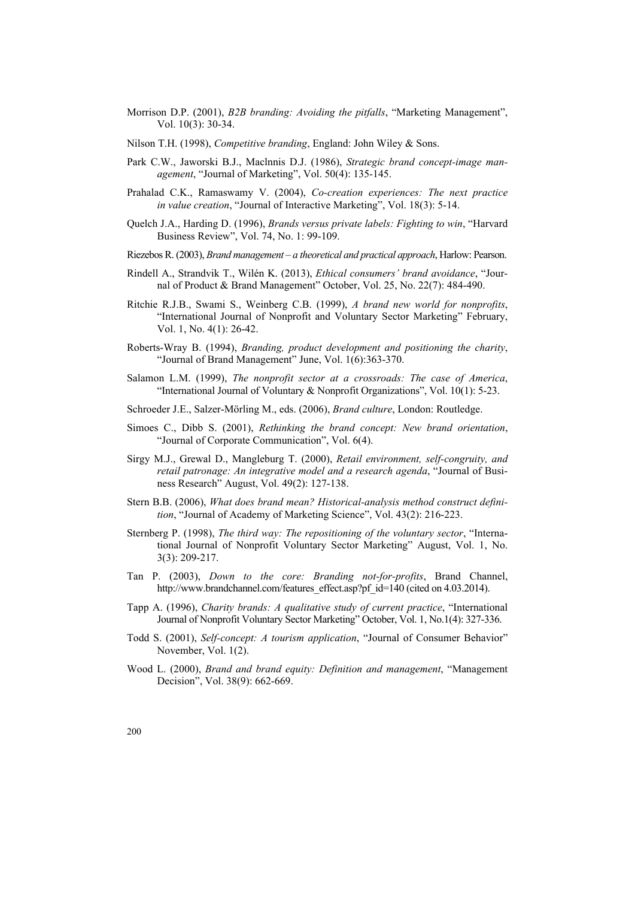Morrison D.P. (2001), *B2B branding: Avoiding the pitfalls*, "Marketing Management", Vol. 10(3): 30-34.

Nilson T.H. (1998), *Competitive branding*, England: John Wiley & Sons.

Park C.W., Jaworski B.J., Maclnnis D.J. (1986), *Strategic brand concept-image management*, "Journal of Marketing", Vol. 50(4): 135-145.

Prahalad C.K., Ramaswamy V. (2004), *Co-creation experiences: The next practice in value creation*, "Journal of Interactive Marketing", Vol. 18(3): 5-14.

Quelch J.A., Harding D. (1996), *Brands versus private labels: Fighting to win*, "Harvard Business Review", Vol. 74, No. 1: 99-109.

Riezebos R. (2003), *Brand management – a theoretical and practical approach*, Harlow: Pearson.

Rindell A., Strandvik T., Wilén K. (2013), *Ethical consumers' brand avoidance*, "Journal of Product & Brand Management" October, Vol. 25, No. 22(7): 484-490.

Ritchie R.J.B., Swami S., Weinberg C.B. (1999), *A brand new world for nonprofits*, "International Journal of Nonprofit and Voluntary Sector Marketing" February, Vol. 1, No. 4(1): 26-42.

Roberts-Wray B. (1994), *Branding, product development and positioning the charity*, "Journal of Brand Management" June, Vol. 1(6):363-370.

Salamon L.M. (1999), *The nonprofit sector at a crossroads: The case of America*, "International Journal of Voluntary & Nonprofit Organizations", Vol. 10(1): 5-23.

Schroeder J.E., Salzer-Mörling M., eds. (2006), *Brand culture*, London: Routledge.

Simoes C., Dibb S. (2001), *Rethinking the brand concept: New brand orientation*, "Journal of Corporate Communication", Vol. 6(4).

Sirgy M.J., Grewal D., Mangleburg T. (2000), *Retail environment, self-congruity, and retail patronage: An integrative model and a research agenda*, "Journal of Business Research" August, Vol. 49(2): 127-138.

Stern B.B. (2006), *What does brand mean? Historical-analysis method construct definition*, "Journal of Academy of Marketing Science", Vol. 43(2): 216-223.

Sternberg P. (1998), *The third way: The repositioning of the voluntary sector*, "International Journal of Nonprofit Voluntary Sector Marketing" August, Vol. 1, No. 3(3): 209-217.

Tan P. (2003), *Down to the core: Branding not-for-profits*, Brand Channel, http://www.brandchannel.com/features_effect.asp?pf_id=140 (cited on 4.03.2014).

Tapp A. (1996), *Charity brands: A qualitative study of current practice*, "International Journal of Nonprofit Voluntary Sector Marketing" October, Vol. 1, No.1(4): 327-336.

Todd S. (2001), *Self-concept: A tourism application*, "Journal of Consumer Behavior" November, Vol. 1(2).

Wood L. (2000), *Brand and brand equity: Definition and management*, "Management Decision", Vol. 38(9): 662-669.